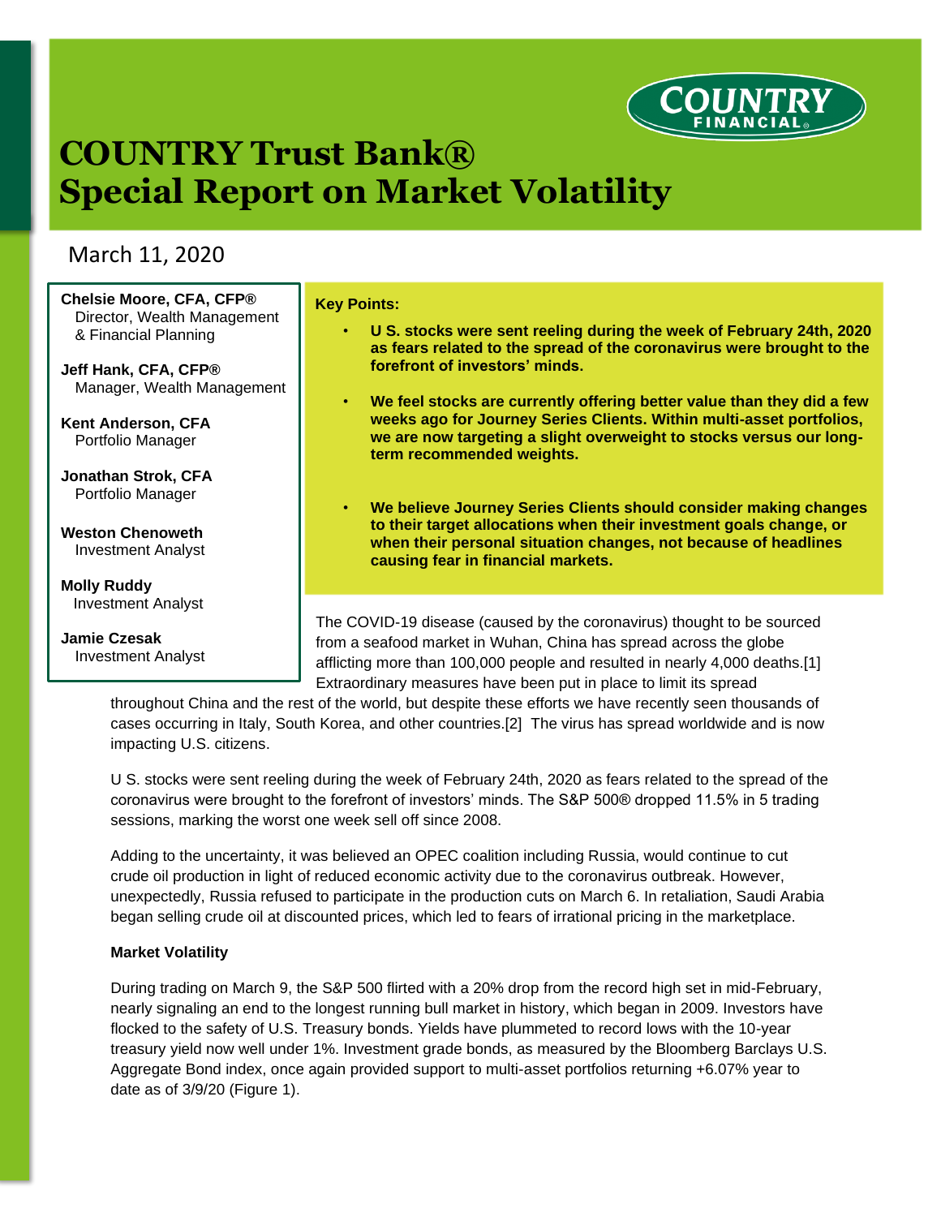# COUNTRY Trust Bank®
# Special Report on Market Volatility

March 11, 2020

**Chelsie Moore, CFA, CFP®**
Director, Wealth Management & Financial Planning

**Jeff Hank, CFA, CFP®**
Manager, Wealth Management

**Kent Anderson, CFA**
Portfolio Manager

**Jonathan Strok, CFA**
Portfolio Manager

**Weston Chenoweth**
Investment Analyst

**Molly Ruddy**
Investment Analyst

**Jamie Czesak**
Investment Analyst

**Key Points:**

- **U S. stocks were sent reeling during the week of February 24th, 2020 as fears related to the spread of the coronavirus were brought to the forefront of investors' minds.**
- **We feel stocks are currently offering better value than they did a few weeks ago for Journey Series Clients. Within multi-asset portfolios, we are now targeting a slight overweight to stocks versus our long-term recommended weights.**
- **We believe Journey Series Clients should consider making changes to their target allocations when their investment goals change, or when their personal situation changes, not because of headlines causing fear in financial markets.**

The COVID-19 disease (caused by the coronavirus) thought to be sourced from a seafood market in Wuhan, China has spread across the globe afflicting more than 100,000 people and resulted in nearly 4,000 deaths.[1] Extraordinary measures have been put in place to limit its spread throughout China and the rest of the world, but despite these efforts we have recently seen thousands of cases occurring in Italy, South Korea, and other countries.[2] The virus has spread worldwide and is now impacting U.S. citizens.

U S. stocks were sent reeling during the week of February 24th, 2020 as fears related to the spread of the coronavirus were brought to the forefront of investors' minds. The S&P 500® dropped 11.5% in 5 trading sessions, marking the worst one week sell off since 2008.

Adding to the uncertainty, it was believed an OPEC coalition including Russia, would continue to cut crude oil production in light of reduced economic activity due to the coronavirus outbreak. However, unexpectedly, Russia refused to participate in the production cuts on March 6. In retaliation, Saudi Arabia began selling crude oil at discounted prices, which led to fears of irrational pricing in the marketplace.

**Market Volatility**

During trading on March 9, the S&P 500 flirted with a 20% drop from the record high set in mid-February, nearly signaling an end to the longest running bull market in history, which began in 2009. Investors have flocked to the safety of U.S. Treasury bonds. Yields have plummeted to record lows with the 10-year treasury yield now well under 1%. Investment grade bonds, as measured by the Bloomberg Barclays U.S. Aggregate Bond index, once again provided support to multi-asset portfolios returning +6.07% year to date as of 3/9/20 (Figure 1).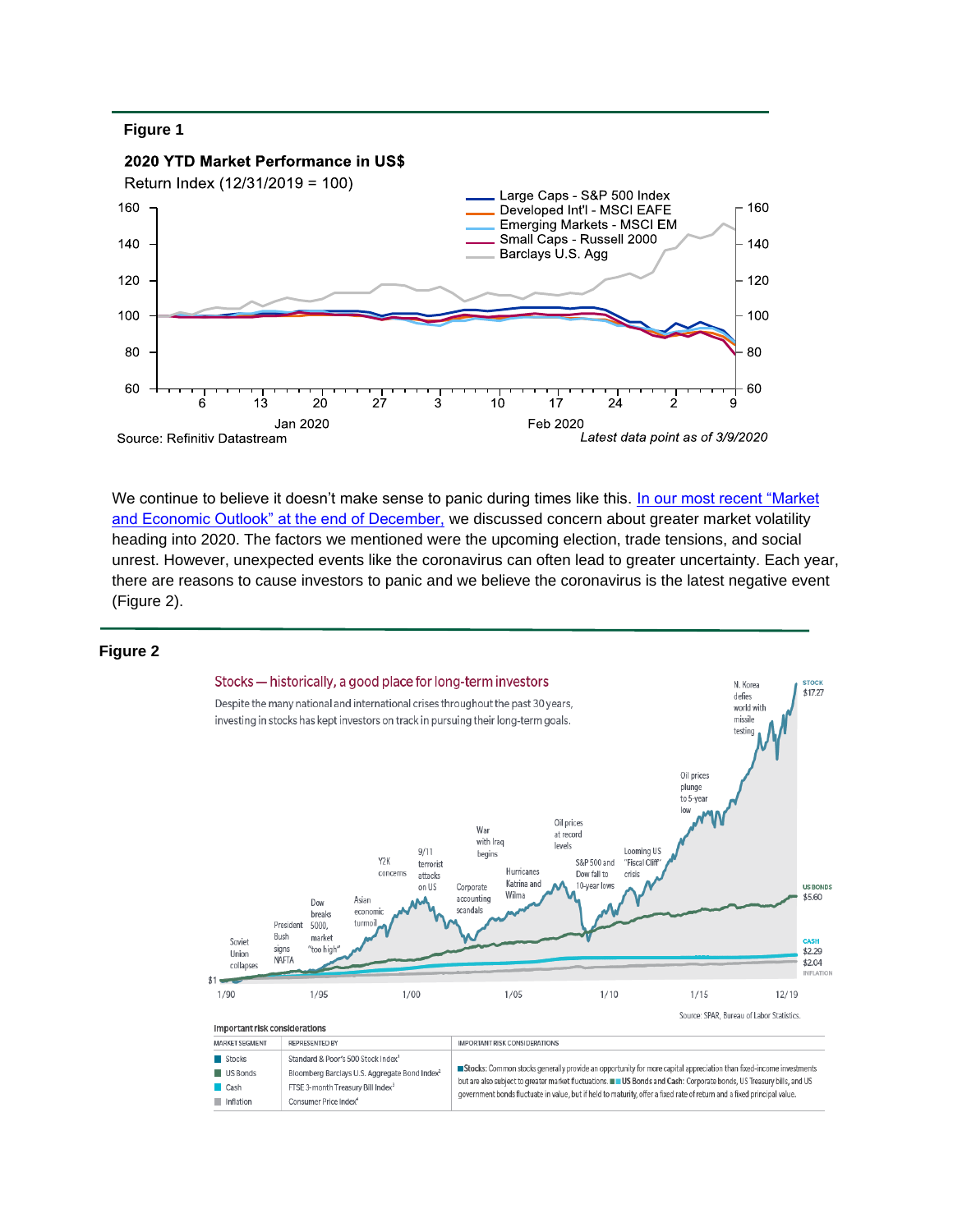**Figure 1**

**2020 YTD Market Performance in US$**

Return Index (12/31/2019 = 100)

Source: Refinitiv Datastream

*Latest data point as of 3/9/2020*

We continue to believe it doesn't make sense to panic during times like this. [In our most recent "Market and Economic Outlook" at the end of December,] we discussed concern about greater market volatility heading into 2020. The factors we mentioned were the upcoming election, trade tensions, and social unrest. However, unexpected events like the coronavirus can often lead to greater uncertainty. Each year, there are reasons to cause investors to panic and we believe the coronavirus is the latest negative event (Figure 2).

**Figure 2**

Stocks — historically, a good place for long-term investors

Despite the many national and international crises throughout the past 30 years, investing in stocks has kept investors on track in pursuing their long-term goals.

Source: SPAR, Bureau of Labor Statistics.

**Important risk considerations**

| MARKET SEGMENT | REPRESENTED BY | IMPORTANT RISK CONSIDERATIONS |
|---|---|---|
| Stocks | Standard & Poor's 500 Stock Index[1] | Stocks: Common stocks generally provide an opportunity for more capital appreciation than fixed-income investments but are also subject to greater market fluctuations. US Bonds and Cash: Corporate bonds, US Treasury bills, and US government bonds fluctuate in value, but if held to maturity, offer a fixed rate of return and a fixed principal value. |
| US Bonds | Bloomberg Barclays U.S. Aggregate Bond Index[2] | |
| Cash | FTSE 3-month Treasury Bill Index[3] | |
| Inflation | Consumer Price Index[4] | |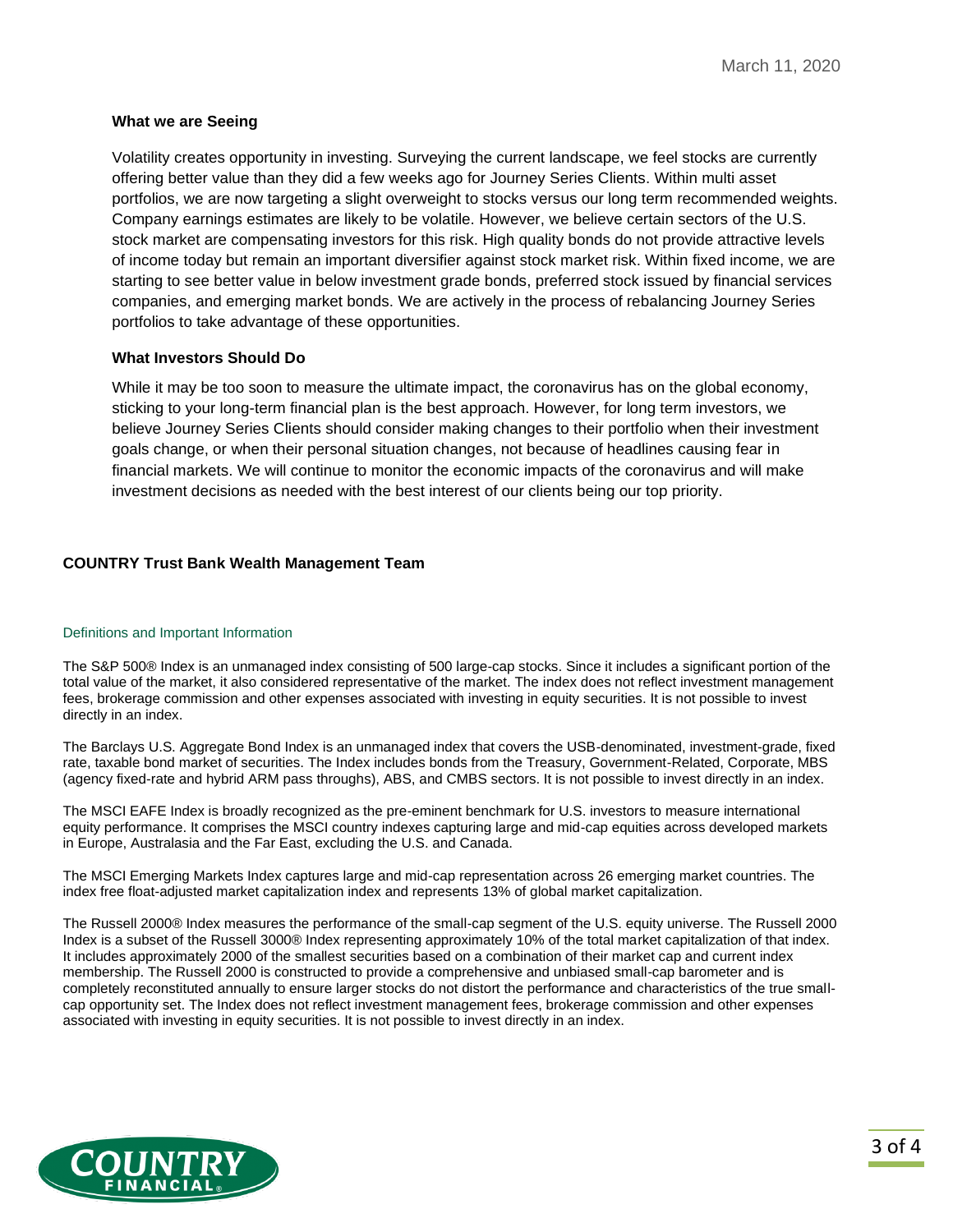March 11, 2020

### What we are Seeing

Volatility creates opportunity in investing. Surveying the current landscape, we feel stocks are currently offering better value than they did a few weeks ago for Journey Series Clients. Within multi asset portfolios, we are now targeting a slight overweight to stocks versus our long term recommended weights. Company earnings estimates are likely to be volatile. However, we believe certain sectors of the U.S. stock market are compensating investors for this risk. High quality bonds do not provide attractive levels of income today but remain an important diversifier against stock market risk. Within fixed income, we are starting to see better value in below investment grade bonds, preferred stock issued by financial services companies, and emerging market bonds. We are actively in the process of rebalancing Journey Series portfolios to take advantage of these opportunities.

### What Investors Should Do

While it may be too soon to measure the ultimate impact, the coronavirus has on the global economy, sticking to your long-term financial plan is the best approach. However, for long term investors, we believe Journey Series Clients should consider making changes to their portfolio when their investment goals change, or when their personal situation changes, not because of headlines causing fear in financial markets. We will continue to monitor the economic impacts of the coronavirus and will make investment decisions as needed with the best interest of our clients being our top priority.

**COUNTRY Trust Bank Wealth Management Team**

#### Definitions and Important Information

The S&P 500® Index is an unmanaged index consisting of 500 large-cap stocks. Since it includes a significant portion of the total value of the market, it also considered representative of the market. The index does not reflect investment management fees, brokerage commission and other expenses associated with investing in equity securities. It is not possible to invest directly in an index.

The Barclays U.S. Aggregate Bond Index is an unmanaged index that covers the USB-denominated, investment-grade, fixed rate, taxable bond market of securities. The Index includes bonds from the Treasury, Government-Related, Corporate, MBS (agency fixed-rate and hybrid ARM pass throughs), ABS, and CMBS sectors. It is not possible to invest directly in an index.

The MSCI EAFE Index is broadly recognized as the pre-eminent benchmark for U.S. investors to measure international equity performance. It comprises the MSCI country indexes capturing large and mid-cap equities across developed markets in Europe, Australasia and the Far East, excluding the U.S. and Canada.

The MSCI Emerging Markets Index captures large and mid-cap representation across 26 emerging market countries. The index free float-adjusted market capitalization index and represents 13% of global market capitalization.

The Russell 2000® Index measures the performance of the small-cap segment of the U.S. equity universe. The Russell 2000 Index is a subset of the Russell 3000® Index representing approximately 10% of the total market capitalization of that index. It includes approximately 2000 of the smallest securities based on a combination of their market cap and current index membership. The Russell 2000 is constructed to provide a comprehensive and unbiased small-cap barometer and is completely reconstituted annually to ensure larger stocks do not distort the performance and characteristics of the true small-cap opportunity set. The Index does not reflect investment management fees, brokerage commission and other expenses associated with investing in equity securities. It is not possible to invest directly in an index.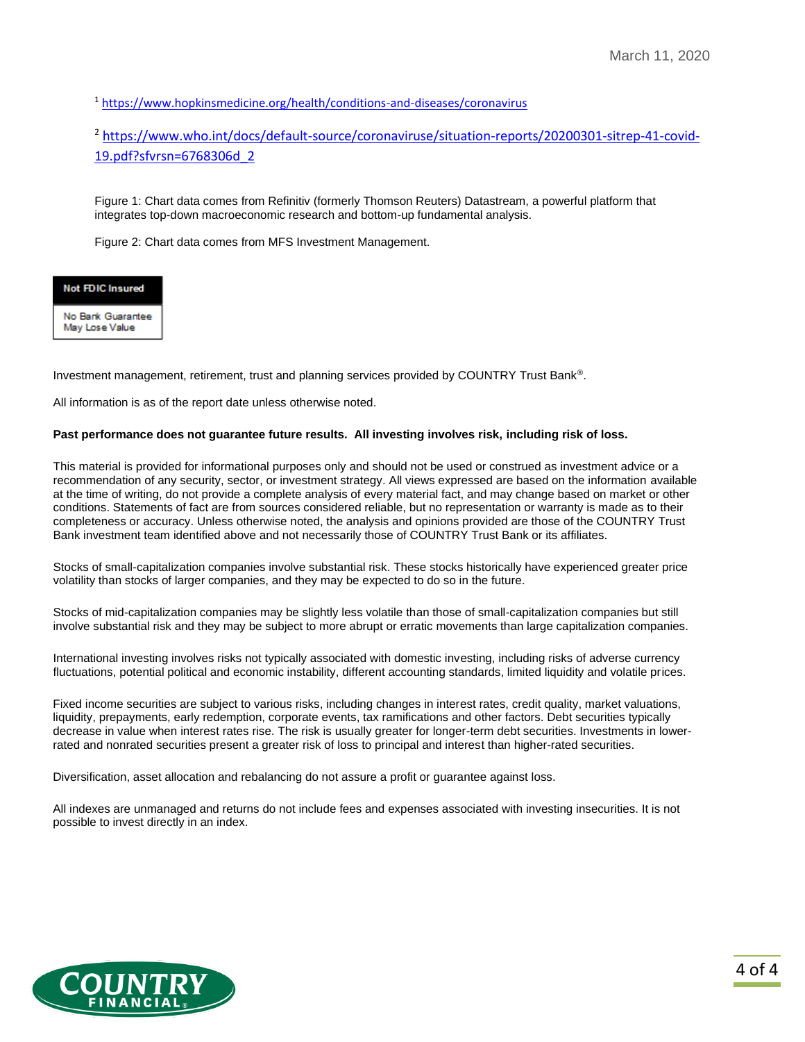[1] https://www.hopkinsmedicine.org/health/conditions-and-diseases/coronavirus

[2] https://www.who.int/docs/default-source/coronaviruse/situation-reports/20200301-sitrep-41-covid-19.pdf?sfvrsn=6768306d_2

Figure 1: Chart data comes from Refinitiv (formerly Thomson Reuters) Datastream, a powerful platform that integrates top-down macroeconomic research and bottom-up fundamental analysis.

Figure 2: Chart data comes from MFS Investment Management.

**Not FDIC Insured**

No Bank Guarantee
May Lose Value

Investment management, retirement, trust and planning services provided by COUNTRY Trust Bank®.

All information is as of the report date unless otherwise noted.

**Past performance does not guarantee future results. All investing involves risk, including risk of loss.**

This material is provided for informational purposes only and should not be used or construed as investment advice or a recommendation of any security, sector, or investment strategy. All views expressed are based on the information available at the time of writing, do not provide a complete analysis of every material fact, and may change based on market or other conditions. Statements of fact are from sources considered reliable, but no representation or warranty is made as to their completeness or accuracy. Unless otherwise noted, the analysis and opinions provided are those of the COUNTRY Trust Bank investment team identified above and not necessarily those of COUNTRY Trust Bank or its affiliates.

Stocks of small-capitalization companies involve substantial risk. These stocks historically have experienced greater price volatility than stocks of larger companies, and they may be expected to do so in the future.

Stocks of mid-capitalization companies may be slightly less volatile than those of small-capitalization companies but still involve substantial risk and they may be subject to more abrupt or erratic movements than large capitalization companies.

International investing involves risks not typically associated with domestic investing, including risks of adverse currency fluctuations, potential political and economic instability, different accounting standards, limited liquidity and volatile prices.

Fixed income securities are subject to various risks, including changes in interest rates, credit quality, market valuations, liquidity, prepayments, early redemption, corporate events, tax ramifications and other factors. Debt securities typically decrease in value when interest rates rise. The risk is usually greater for longer-term debt securities. Investments in lower-rated and nonrated securities present a greater risk of loss to principal and interest than higher-rated securities.

Diversification, asset allocation and rebalancing do not assure a profit or guarantee against loss.

All indexes are unmanaged and returns do not include fees and expenses associated with investing insecurities. It is not possible to invest directly in an index.